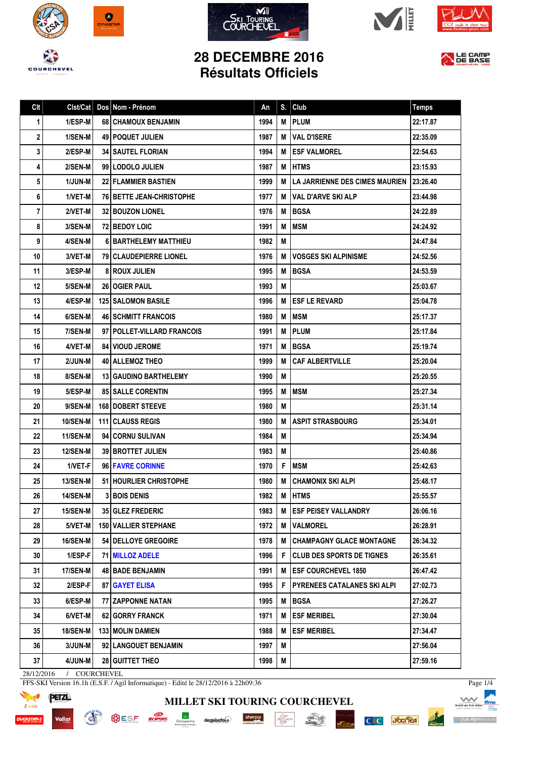# 28 DECEMBRE 2016
## Résultats Officiels

| Clt | Clst/Cat | Dos | Nom - Prénom | An | S. | Club | Temps |
|---|---|---|---|---|---|---|---|
| 1 | 1/ESP-M | 68 | CHAMOUX BENJAMIN | 1994 | M | PLUM | 22:17.87 |
| 2 | 1/SEN-M | 49 | POQUET JULIEN | 1987 | M | VAL D'ISERE | 22:35.09 |
| 3 | 2/ESP-M | 34 | SAUTEL FLORIAN | 1994 | M | ESF VALMOREL | 22:54.63 |
| 4 | 2/SEN-M | 99 | LODOLO JULIEN | 1987 | M | HTMS | 23:15.93 |
| 5 | 1/JUN-M | 22 | FLAMMIER BASTIEN | 1999 | M | LA JARRIENNE DES CIMES MAURIEN | 23:26.40 |
| 6 | 1/VET-M | 76 | BETTE JEAN-CHRISTOPHE | 1977 | M | VAL D'ARVE SKI ALP | 23:44.98 |
| 7 | 2/VET-M | 32 | BOUZON LIONEL | 1976 | M | BGSA | 24:22.89 |
| 8 | 3/SEN-M | 72 | BEDOY LOIC | 1991 | M | MSM | 24:24.92 |
| 9 | 4/SEN-M | 6 | BARTHELEMY MATTHIEU | 1982 | M | | 24:47.84 |
| 10 | 3/VET-M | 79 | CLAUDEPIERRE LIONEL | 1976 | M | VOSGES SKI ALPINISME | 24:52.56 |
| 11 | 3/ESP-M | 8 | ROUX JULIEN | 1995 | M | BGSA | 24:53.59 |
| 12 | 5/SEN-M | 26 | OGIER PAUL | 1993 | M | | 25:03.67 |
| 13 | 4/ESP-M | 125 | SALOMON BASILE | 1996 | M | ESF LE REVARD | 25:04.78 |
| 14 | 6/SEN-M | 46 | SCHMITT FRANCOIS | 1980 | M | MSM | 25:17.37 |
| 15 | 7/SEN-M | 97 | POLLET-VILLARD FRANCOIS | 1991 | M | PLUM | 25:17.84 |
| 16 | 4/VET-M | 84 | VIOUD JEROME | 1971 | M | BGSA | 25:19.74 |
| 17 | 2/JUN-M | 40 | ALLEMOZ THEO | 1999 | M | CAF ALBERTVILLE | 25:20.04 |
| 18 | 8/SEN-M | 13 | GAUDINO BARTHELEMY | 1990 | M | | 25:20.55 |
| 19 | 5/ESP-M | 85 | SALLE CORENTIN | 1995 | M | MSM | 25:27.34 |
| 20 | 9/SEN-M | 168 | DOBERT STEEVE | 1980 | M | | 25:31.14 |
| 21 | 10/SEN-M | 111 | CLAUSS REGIS | 1980 | M | ASPIT STRASBOURG | 25:34.01 |
| 22 | 11/SEN-M | 94 | CORNU SULIVAN | 1984 | M | | 25:34.94 |
| 23 | 12/SEN-M | 39 | BROTTET JULIEN | 1983 | M | | 25:40.86 |
| 24 | 1/VET-F | 96 | FAVRE CORINNE | 1970 | F | MSM | 25:42.63 |
| 25 | 13/SEN-M | 51 | HOURLIER CHRISTOPHE | 1980 | M | CHAMONIX SKI ALPI | 25:48.17 |
| 26 | 14/SEN-M | 3 | BOIS DENIS | 1982 | M | HTMS | 25:55.57 |
| 27 | 15/SEN-M | 35 | GLEZ FREDERIC | 1983 | M | ESF PEISEY VALLANDRY | 26:06.16 |
| 28 | 5/VET-M | 150 | VALLIER STEPHANE | 1972 | M | VALMOREL | 26:28.91 |
| 29 | 16/SEN-M | 54 | DELLOYE GREGOIRE | 1978 | M | CHAMPAGNY GLACE MONTAGNE | 26:34.32 |
| 30 | 1/ESP-F | 71 | MILLOZ ADELE | 1996 | F | CLUB DES SPORTS DE TIGNES | 26:35.61 |
| 31 | 17/SEN-M | 48 | BADE BENJAMIN | 1991 | M | ESF COURCHEVEL 1850 | 26:47.42 |
| 32 | 2/ESP-F | 87 | GAYET ELISA | 1995 | F | PYRENEES CATALANES SKI ALPI | 27:02.73 |
| 33 | 6/ESP-M | 77 | ZAPPONNE NATAN | 1995 | M | BGSA | 27:26.27 |
| 34 | 6/VET-M | 62 | GORRY FRANCK | 1971 | M | ESF MERIBEL | 27:30.04 |
| 35 | 18/SEN-M | 133 | MOLIN DAMIEN | 1988 | M | ESF MERIBEL | 27:34.47 |
| 36 | 3/JUN-M | 92 | LANGOUET BENJAMIN | 1997 | M | | 27:56.04 |
| 37 | 4/JUN-M | 28 | GUITTET THEO | 1998 | M | | 27:59.16 |

28/12/2016 / COURCHEVEL

FFS-SKI Version 16.1h (E.S.F. / Agil Informatique) - Edité le 28/12/2016 à 22h09:36

MILLET SKI TOURING COURCHEVEL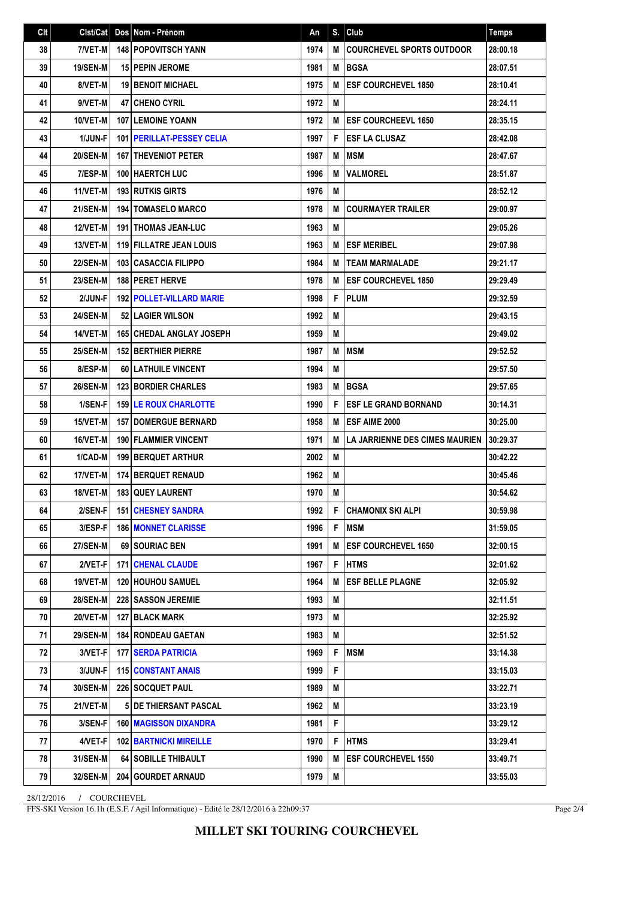| Clt | Clst/Cat | Dos | Nom - Prénom | An | S. | Club | Temps |
|---|---|---|---|---|---|---|---|
| 38 | 7/VET-M | 148 | POPOVITSCH YANN | 1974 | M | COURCHEVEL SPORTS OUTDOOR | 28:00.18 |
| 39 | 19/SEN-M | 15 | PEPIN JEROME | 1981 | M | BGSA | 28:07.51 |
| 40 | 8/VET-M | 19 | BENOIT MICHAEL | 1975 | M | ESF COURCHEVEL 1850 | 28:10.41 |
| 41 | 9/VET-M | 47 | CHENO CYRIL | 1972 | M | | 28:24.11 |
| 42 | 10/VET-M | 107 | LEMOINE YOANN | 1972 | M | ESF COURCHEEVL 1650 | 28:35.15 |
| 43 | 1/JUN-F | 101 | PERILLAT-PESSEY CELIA | 1997 | F | ESF LA CLUSAZ | 28:42.08 |
| 44 | 20/SEN-M | 167 | THEVENIOT PETER | 1987 | M | MSM | 28:47.67 |
| 45 | 7/ESP-M | 100 | HAERTCH LUC | 1996 | M | VALMOREL | 28:51.87 |
| 46 | 11/VET-M | 193 | RUTKIS GIRTS | 1976 | M | | 28:52.12 |
| 47 | 21/SEN-M | 194 | TOMASELO MARCO | 1978 | M | COURMAYER TRAILER | 29:00.97 |
| 48 | 12/VET-M | 191 | THOMAS JEAN-LUC | 1963 | M | | 29:05.26 |
| 49 | 13/VET-M | 119 | FILLATRE JEAN LOUIS | 1963 | M | ESF MERIBEL | 29:07.98 |
| 50 | 22/SEN-M | 103 | CASACCIA FILIPPO | 1984 | M | TEAM MARMALADE | 29:21.17 |
| 51 | 23/SEN-M | 188 | PERET HERVE | 1978 | M | ESF COURCHEVEL 1850 | 29:29.49 |
| 52 | 2/JUN-F | 192 | POLLET-VILLARD MARIE | 1998 | F | PLUM | 29:32.59 |
| 53 | 24/SEN-M | 52 | LAGIER WILSON | 1992 | M | | 29:43.15 |
| 54 | 14/VET-M | 165 | CHEDAL ANGLAY JOSEPH | 1959 | M | | 29:49.02 |
| 55 | 25/SEN-M | 152 | BERTHIER PIERRE | 1987 | M | MSM | 29:52.52 |
| 56 | 8/ESP-M | 60 | LATHUILE VINCENT | 1994 | M | | 29:57.50 |
| 57 | 26/SEN-M | 123 | BORDIER CHARLES | 1983 | M | BGSA | 29:57.65 |
| 58 | 1/SEN-F | 159 | LE ROUX CHARLOTTE | 1990 | F | ESF LE GRAND BORNAND | 30:14.31 |
| 59 | 15/VET-M | 157 | DOMERGUE BERNARD | 1958 | M | ESF AIME 2000 | 30:25.00 |
| 60 | 16/VET-M | 190 | FLAMMIER VINCENT | 1971 | M | LA JARRIENNE DES CIMES MAURIEN | 30:29.37 |
| 61 | 1/CAD-M | 199 | BERQUET ARTHUR | 2002 | M | | 30:42.22 |
| 62 | 17/VET-M | 174 | BERQUET RENAUD | 1962 | M | | 30:45.46 |
| 63 | 18/VET-M | 183 | QUEY LAURENT | 1970 | M | | 30:54.62 |
| 64 | 2/SEN-F | 151 | CHESNEY SANDRA | 1992 | F | CHAMONIX SKI ALPI | 30:59.98 |
| 65 | 3/ESP-F | 186 | MONNET CLARISSE | 1996 | F | MSM | 31:59.05 |
| 66 | 27/SEN-M | 69 | SOURIAC BEN | 1991 | M | ESF COURCHEVEL 1650 | 32:00.15 |
| 67 | 2/VET-F | 171 | CHENAL CLAUDE | 1967 | F | HTMS | 32:01.62 |
| 68 | 19/VET-M | 120 | HOUHOU SAMUEL | 1964 | M | ESF BELLE PLAGNE | 32:05.92 |
| 69 | 28/SEN-M | 228 | SASSON JEREMIE | 1993 | M | | 32:11.51 |
| 70 | 20/VET-M | 127 | BLACK MARK | 1973 | M | | 32:25.92 |
| 71 | 29/SEN-M | 184 | RONDEAU GAETAN | 1983 | M | | 32:51.52 |
| 72 | 3/VET-F | 177 | SERDA PATRICIA | 1969 | F | MSM | 33:14.38 |
| 73 | 3/JUN-F | 115 | CONSTANT ANAIS | 1999 | F | | 33:15.03 |
| 74 | 30/SEN-M | 226 | SOCQUET PAUL | 1989 | M | | 33:22.71 |
| 75 | 21/VET-M | 5 | DE THIERSANT PASCAL | 1962 | M | | 33:23.19 |
| 76 | 3/SEN-F | 160 | MAGISSON DIXANDRA | 1981 | F | | 33:29.12 |
| 77 | 4/VET-F | 102 | BARTNICKI MIREILLE | 1970 | F | HTMS | 33:29.41 |
| 78 | 31/SEN-M | 64 | SOBILLE THIBAULT | 1990 | M | ESF COURCHEVEL 1550 | 33:49.71 |
| 79 | 32/SEN-M | 204 | GOURDET ARNAUD | 1979 | M | | 33:55.03 |

28/12/2016 / COURCHEVEL

FFS-SKI Version 16.1h (E.S.F. / Agil Informatique) - Edité le 28/12/2016 à 22h09:37

**MILLET SKI TOURING COURCHEVEL**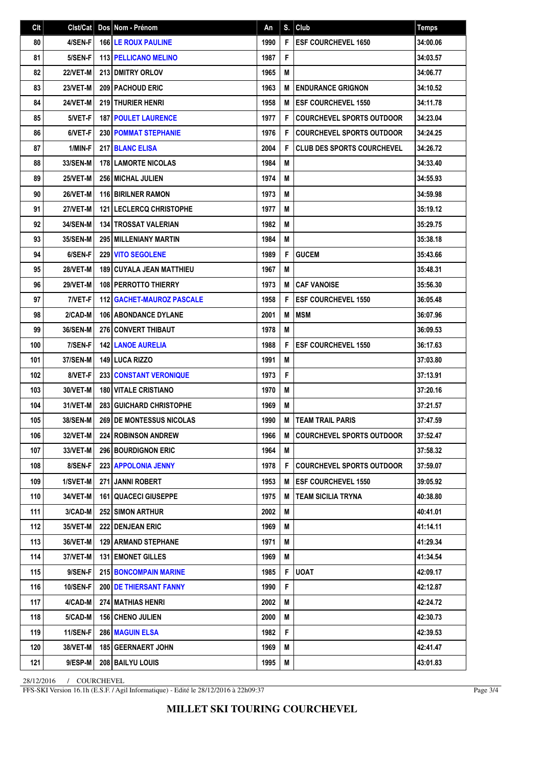| Clt | Clst/Cat | Dos | Nom - Prénom | An | S. | Club | Temps |
|---|---|---|---|---|---|---|---|
| 80 | 4/SEN-F | 166 | LE ROUX PAULINE | 1990 | F | ESF COURCHEVEL 1650 | 34:00.06 |
| 81 | 5/SEN-F | 113 | PELLICANO MELINO | 1987 | F | | 34:03.57 |
| 82 | 22/VET-M | 213 | DMITRY ORLOV | 1965 | M | | 34:06.77 |
| 83 | 23/VET-M | 209 | PACHOUD ERIC | 1963 | M | ENDURANCE GRIGNON | 34:10.52 |
| 84 | 24/VET-M | 219 | THURIER HENRI | 1958 | M | ESF COURCHEVEL 1550 | 34:11.78 |
| 85 | 5/VET-F | 187 | POULET LAURENCE | 1977 | F | COURCHEVEL SPORTS OUTDOOR | 34:23.04 |
| 86 | 6/VET-F | 230 | POMMAT STEPHANIE | 1976 | F | COURCHEVEL SPORTS OUTDOOR | 34:24.25 |
| 87 | 1/MIN-F | 217 | BLANC ELISA | 2004 | F | CLUB DES SPORTS COURCHEVEL | 34:26.72 |
| 88 | 33/SEN-M | 178 | LAMORTE NICOLAS | 1984 | M | | 34:33.40 |
| 89 | 25/VET-M | 256 | MICHAL JULIEN | 1974 | M | | 34:55.93 |
| 90 | 26/VET-M | 116 | BIRILNER RAMON | 1973 | M | | 34:59.98 |
| 91 | 27/VET-M | 121 | LECLERCQ CHRISTOPHE | 1977 | M | | 35:19.12 |
| 92 | 34/SEN-M | 134 | TROSSAT VALERIAN | 1982 | M | | 35:29.75 |
| 93 | 35/SEN-M | 295 | MILLENIANY MARTIN | 1984 | M | | 35:38.18 |
| 94 | 6/SEN-F | 229 | VITO SEGOLENE | 1989 | F | GUCEM | 35:43.66 |
| 95 | 28/VET-M | 189 | CUYALA JEAN MATTHIEU | 1967 | M | | 35:48.31 |
| 96 | 29/VET-M | 108 | PERROTTO THIERRY | 1973 | M | CAF VANOISE | 35:56.30 |
| 97 | 7/VET-F | 112 | GACHET-MAUROZ PASCALE | 1958 | F | ESF COURCHEVEL 1550 | 36:05.48 |
| 98 | 2/CAD-M | 106 | ABONDANCE DYLANE | 2001 | M | MSM | 36:07.96 |
| 99 | 36/SEN-M | 276 | CONVERT THIBAUT | 1978 | M | | 36:09.53 |
| 100 | 7/SEN-F | 142 | LANOE AURELIA | 1988 | F | ESF COURCHEVEL 1550 | 36:17.63 |
| 101 | 37/SEN-M | 149 | LUCA RIZZO | 1991 | M | | 37:03.80 |
| 102 | 8/VET-F | 233 | CONSTANT VERONIQUE | 1973 | F | | 37:13.91 |
| 103 | 30/VET-M | 180 | VITALE CRISTIANO | 1970 | M | | 37:20.16 |
| 104 | 31/VET-M | 283 | GUICHARD CHRISTOPHE | 1969 | M | | 37:21.57 |
| 105 | 38/SEN-M | 269 | DE MONTESSUS NICOLAS | 1990 | M | TEAM TRAIL PARIS | 37:47.59 |
| 106 | 32/VET-M | 224 | ROBINSON ANDREW | 1966 | M | COURCHEVEL SPORTS OUTDOOR | 37:52.47 |
| 107 | 33/VET-M | 296 | BOURDIGNON ERIC | 1964 | M | | 37:58.32 |
| 108 | 8/SEN-F | 223 | APPOLONIA JENNY | 1978 | F | COURCHEVEL SPORTS OUTDOOR | 37:59.07 |
| 109 | 1/SVET-M | 271 | JANNI ROBERT | 1953 | M | ESF COURCHEVEL 1550 | 39:05.92 |
| 110 | 34/VET-M | 161 | QUACECI GIUSEPPE | 1975 | M | TEAM SICILIA TRYNA | 40:38.80 |
| 111 | 3/CAD-M | 252 | SIMON ARTHUR | 2002 | M | | 40:41.01 |
| 112 | 35/VET-M | 222 | DENJEAN ERIC | 1969 | M | | 41:14.11 |
| 113 | 36/VET-M | 129 | ARMAND STEPHANE | 1971 | M | | 41:29.34 |
| 114 | 37/VET-M | 131 | EMONET GILLES | 1969 | M | | 41:34.54 |
| 115 | 9/SEN-F | 215 | BONCOMPAIN MARINE | 1985 | F | UOAT | 42:09.17 |
| 116 | 10/SEN-F | 200 | DE THIERSANT FANNY | 1990 | F | | 42:12.87 |
| 117 | 4/CAD-M | 274 | MATHIAS HENRI | 2002 | M | | 42:24.72 |
| 118 | 5/CAD-M | 156 | CHENO JULIEN | 2000 | M | | 42:30.73 |
| 119 | 11/SEN-F | 286 | MAGUIN ELSA | 1982 | F | | 42:39.53 |
| 120 | 38/VET-M | 185 | GEERNAERT JOHN | 1969 | M | | 42:41.47 |
| 121 | 9/ESP-M | 208 | BAILYU LOUIS | 1995 | M | | 43:01.83 |

28/12/2016 / COURCHEVEL

FFS-SKI Version 16.1h (E.S.F. / Agil Informatique) - Edité le 28/12/2016 à 22h09:37

**MILLET SKI TOURING COURCHEVEL**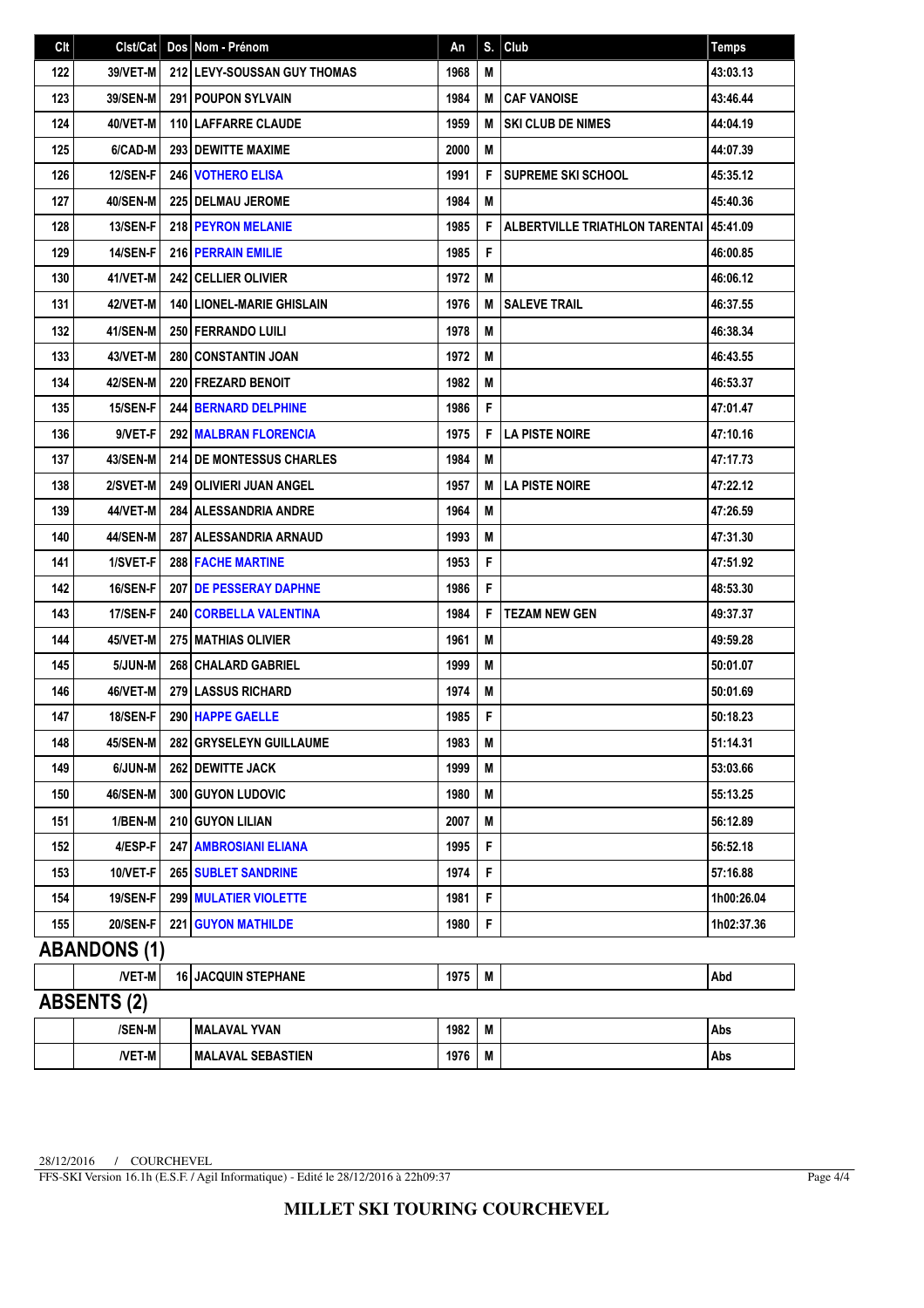| Clt | Clst/Cat | Dos | Nom - Prénom | An | S. | Club | Temps |
|---|---|---|---|---|---|---|---|
| 122 | 39/VET-M | 212 | LEVY-SOUSSAN GUY THOMAS | 1968 | M | | 43:03.13 |
| 123 | 39/SEN-M | 291 | POUPON SYLVAIN | 1984 | M | CAF VANOISE | 43:46.44 |
| 124 | 40/VET-M | 110 | LAFFARRE CLAUDE | 1959 | M | SKI CLUB DE NIMES | 44:04.19 |
| 125 | 6/CAD-M | 293 | DEWITTE MAXIME | 2000 | M | | 44:07.39 |
| 126 | 12/SEN-F | 246 | VOTHERO ELISA | 1991 | F | SUPREME SKI SCHOOL | 45:35.12 |
| 127 | 40/SEN-M | 225 | DELMAU JEROME | 1984 | M | | 45:40.36 |
| 128 | 13/SEN-F | 218 | PEYRON MELANIE | 1985 | F | ALBERTVILLE TRIATHLON TARENTAI | 45:41.09 |
| 129 | 14/SEN-F | 216 | PERRAIN EMILIE | 1985 | F | | 46:00.85 |
| 130 | 41/VET-M | 242 | CELLIER OLIVIER | 1972 | M | | 46:06.12 |
| 131 | 42/VET-M | 140 | LIONEL-MARIE GHISLAIN | 1976 | M | SALEVE TRAIL | 46:37.55 |
| 132 | 41/SEN-M | 250 | FERRANDO LUILI | 1978 | M | | 46:38.34 |
| 133 | 43/VET-M | 280 | CONSTANTIN JOAN | 1972 | M | | 46:43.55 |
| 134 | 42/SEN-M | 220 | FREZARD BENOIT | 1982 | M | | 46:53.37 |
| 135 | 15/SEN-F | 244 | BERNARD DELPHINE | 1986 | F | | 47:01.47 |
| 136 | 9/VET-F | 292 | MALBRAN FLORENCIA | 1975 | F | LA PISTE NOIRE | 47:10.16 |
| 137 | 43/SEN-M | 214 | DE MONTESSUS CHARLES | 1984 | M | | 47:17.73 |
| 138 | 2/SVET-M | 249 | OLIVIERI JUAN ANGEL | 1957 | M | LA PISTE NOIRE | 47:22.12 |
| 139 | 44/VET-M | 284 | ALESSANDRIA ANDRE | 1964 | M | | 47:26.59 |
| 140 | 44/SEN-M | 287 | ALESSANDRIA ARNAUD | 1993 | M | | 47:31.30 |
| 141 | 1/SVET-F | 288 | FACHE MARTINE | 1953 | F | | 47:51.92 |
| 142 | 16/SEN-F | 207 | DE PESSERAY DAPHNE | 1986 | F | | 48:53.30 |
| 143 | 17/SEN-F | 240 | CORBELLA VALENTINA | 1984 | F | TEZAM NEW GEN | 49:37.37 |
| 144 | 45/VET-M | 275 | MATHIAS OLIVIER | 1961 | M | | 49:59.28 |
| 145 | 5/JUN-M | 268 | CHALARD GABRIEL | 1999 | M | | 50:01.07 |
| 146 | 46/VET-M | 279 | LASSUS RICHARD | 1974 | M | | 50:01.69 |
| 147 | 18/SEN-F | 290 | HAPPE GAELLE | 1985 | F | | 50:18.23 |
| 148 | 45/SEN-M | 282 | GRYSELEYN GUILLAUME | 1983 | M | | 51:14.31 |
| 149 | 6/JUN-M | 262 | DEWITTE JACK | 1999 | M | | 53:03.66 |
| 150 | 46/SEN-M | 300 | GUYON LUDOVIC | 1980 | M | | 55:13.25 |
| 151 | 1/BEN-M | 210 | GUYON LILIAN | 2007 | M | | 56:12.89 |
| 152 | 4/ESP-F | 247 | AMBROSIANI ELIANA | 1995 | F | | 56:52.18 |
| 153 | 10/VET-F | 265 | SUBLET SANDRINE | 1974 | F | | 57:16.88 |
| 154 | 19/SEN-F | 299 | MULATIER VIOLETTE | 1981 | F | | 1h00:26.04 |
| 155 | 20/SEN-F | 221 | GUYON MATHILDE | 1980 | F | | 1h02:37.36 |

## ABANDONS (1)

| | | | | | | | |
|---|---|---|---|---|---|---|---|
| | /VET-M | 16 | JACQUIN STEPHANE | 1975 | M | | Abd |

## ABSENTS (2)

| | | | | | | | |
|---|---|---|---|---|---|---|---|
| | /SEN-M | | MALAVAL YVAN | 1982 | M | | Abs |
| | /VET-M | | MALAVAL SEBASTIEN | 1976 | M | | Abs |

28/12/2016 / COURCHEVEL

FFS-SKI Version 16.1h (E.S.F. / Agil Informatique) - Edité le 28/12/2016 à 22h09:37

**MILLET SKI TOURING COURCHEVEL**